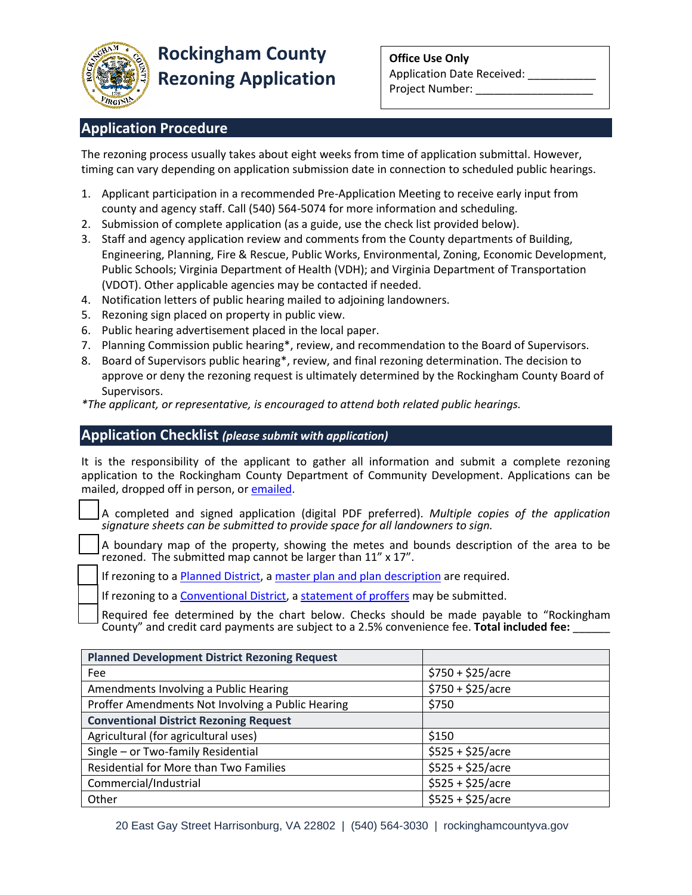# Rockingham County Rezoning Application

**Office Use Only**
Application Date Received: ___________
Project Number: ___________________

## Application Procedure

The rezoning process usually takes about eight weeks from time of application submittal. However, timing can vary depending on application submission date in connection to scheduled public hearings.

1. Applicant participation in a recommended Pre-Application Meeting to receive early input from county and agency staff. Call (540) 564-5074 for more information and scheduling.
2. Submission of complete application (as a guide, use the check list provided below).
3. Staff and agency application review and comments from the County departments of Building, Engineering, Planning, Fire & Rescue, Public Works, Environmental, Zoning, Economic Development, Public Schools; Virginia Department of Health (VDH); and Virginia Department of Transportation (VDOT). Other applicable agencies may be contacted if needed.
4. Notification letters of public hearing mailed to adjoining landowners.
5. Rezoning sign placed on property in public view.
6. Public hearing advertisement placed in the local paper.
7. Planning Commission public hearing*, review, and recommendation to the Board of Supervisors.
8. Board of Supervisors public hearing*, review, and final rezoning determination. The decision to approve or deny the rezoning request is ultimately determined by the Rockingham County Board of Supervisors.

*\*The applicant, or representative, is encouraged to attend both related public hearings.*

## Application Checklist *(please submit with application)*

It is the responsibility of the applicant to gather all information and submit a complete rezoning application to the Rockingham County Department of Community Development. Applications can be mailed, dropped off in person, or emailed.

- [ ] A completed and signed application (digital PDF preferred). *Multiple copies of the application signature sheets can be submitted to provide space for all landowners to sign.*
- [ ] A boundary map of the property, showing the metes and bounds description of the area to be rezoned. The submitted map cannot be larger than 11" x 17".
- [ ] If rezoning to a Planned District, a master plan and plan description are required.
- [ ] If rezoning to a Conventional District, a statement of proffers may be submitted.
- [ ] Required fee determined by the chart below. Checks should be made payable to "Rockingham County" and credit card payments are subject to a 2.5% convenience fee. **Total included fee:** ______

| **Planned Development District Rezoning Request** | |
|---|---|
| Fee | $750 + $25/acre |
| Amendments Involving a Public Hearing | $750 + $25/acre |
| Proffer Amendments Not Involving a Public Hearing | $750 |
| **Conventional District Rezoning Request** | |
| Agricultural (for agricultural uses) | $150 |
| Single – or Two-family Residential | $525 + $25/acre |
| Residential for More than Two Families | $525 + $25/acre |
| Commercial/Industrial | $525 + $25/acre |
| Other | $525 + $25/acre |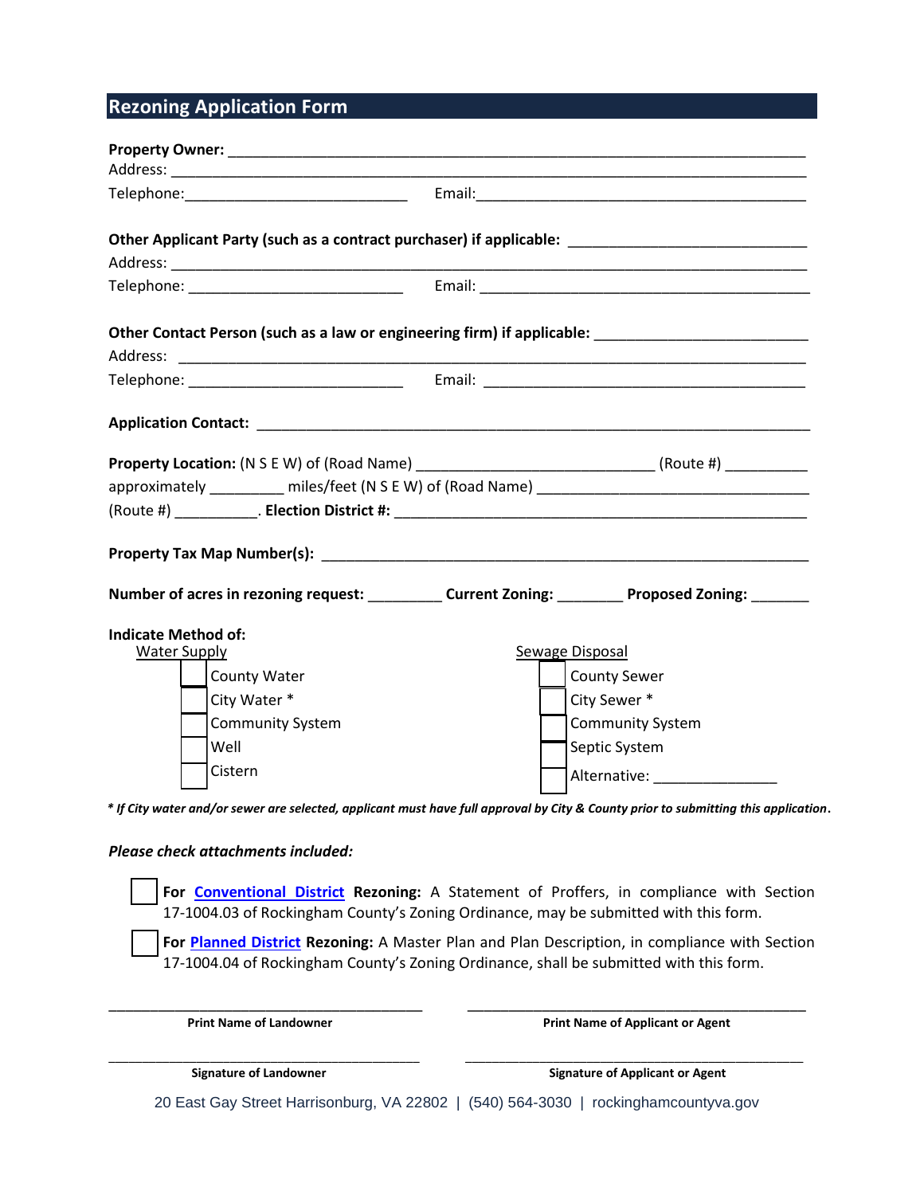## Rezoning Application Form

**Property Owner:** ___________________________________________________________________________

Address: ______________________________________________________________________________

Telephone:___________________________ Email:_________________________________________

**Other Applicant Party (such as a contract purchaser) if applicable:** ____________________________

Address: ______________________________________________________________________________

Telephone: __________________________ Email: _________________________________________

**Other Contact Person (such as a law or engineering firm) if applicable:** _________________________

Address: ______________________________________________________________________________

Telephone: __________________________ Email: _______________________________________

**Application Contact:** _________________________________________________________________

**Property Location:** (N S E W) of (Road Name) ____________________________ (Route #) __________

approximately _________ miles/feet (N S E W) of (Road Name) __________________________________

(Route #) __________. **Election District #:** _________________________________________________

**Property Tax Map Number(s):** _____________________________________________________________

**Number of acres in rezoning request:** _________ **Current Zoning:** ________ **Proposed Zoning:** _______

**Indicate Method of:**

Water Supply

- ☐ County Water
- ☐ City Water *
- ☐ Community System
- ☐ Well
- ☐ Cistern

Sewage Disposal

- ☐ County Sewer
- ☐ City Sewer *
- ☐ Community System
- ☐ Septic System
- ☐ Alternative: _______________

***If City water and/or sewer are selected, applicant must have full approval by City & County prior to submitting this application.***

***Please check attachments included:***

- ☐ **For Conventional District Rezoning:** A Statement of Proffers, in compliance with Section 17-1004.03 of Rockingham County's Zoning Ordinance, may be submitted with this form.
- ☐ **For Planned District Rezoning:** A Master Plan and Plan Description, in compliance with Section 17-1004.04 of Rockingham County's Zoning Ordinance, shall be submitted with this form.

| ________________________________________ | ________________________________________ |
|---|---|
| **Print Name of Landowner** | **Print Name of Applicant or Agent** |
| ________________________________________ | ________________________________________ |
| **Signature of Landowner** | **Signature of Applicant or Agent** |

20 East Gay Street Harrisonburg, VA 22802 | (540) 564-3030 | rockinghamcountyva.gov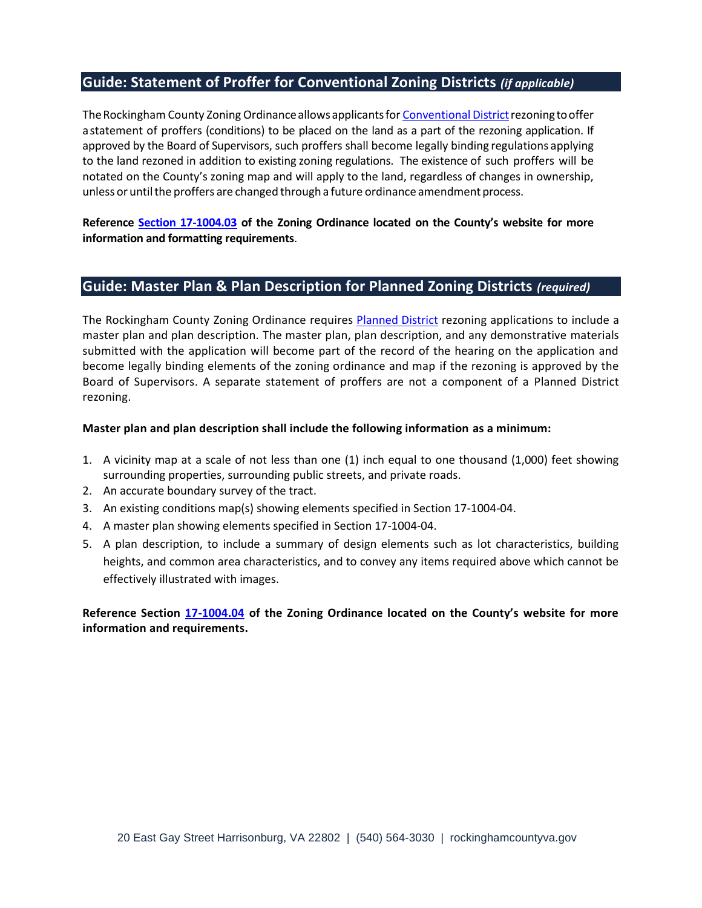## Guide: Statement of Proffer for Conventional Zoning Districts *(if applicable)*

The Rockingham County Zoning Ordinance allows applicants for Conventional District rezoning to offer a statement of proffers (conditions) to be placed on the land as a part of the rezoning application. If approved by the Board of Supervisors, such proffers shall become legally binding regulations applying to the land rezoned in addition to existing zoning regulations. The existence of such proffers will be notated on the County's zoning map and will apply to the land, regardless of changes in ownership, unless or until the proffers are changed through a future ordinance amendment process.

**Reference Section 17-1004.03 of the Zoning Ordinance located on the County's website for more information and formatting requirements**.

## Guide: Master Plan & Plan Description for Planned Zoning Districts *(required)*

The Rockingham County Zoning Ordinance requires Planned District rezoning applications to include a master plan and plan description. The master plan, plan description, and any demonstrative materials submitted with the application will become part of the record of the hearing on the application and become legally binding elements of the zoning ordinance and map if the rezoning is approved by the Board of Supervisors. A separate statement of proffers are not a component of a Planned District rezoning.

**Master plan and plan description shall include the following information as a minimum:**

1. A vicinity map at a scale of not less than one (1) inch equal to one thousand (1,000) feet showing surrounding properties, surrounding public streets, and private roads.
2. An accurate boundary survey of the tract.
3. An existing conditions map(s) showing elements specified in Section 17-1004-04.
4. A master plan showing elements specified in Section 17-1004-04.
5. A plan description, to include a summary of design elements such as lot characteristics, building heights, and common area characteristics, and to convey any items required above which cannot be effectively illustrated with images.

**Reference Section 17-1004.04 of the Zoning Ordinance located on the County's website for more information and requirements.**

20 East Gay Street Harrisonburg, VA 22802 | (540) 564-3030 | rockinghamcountyva.gov